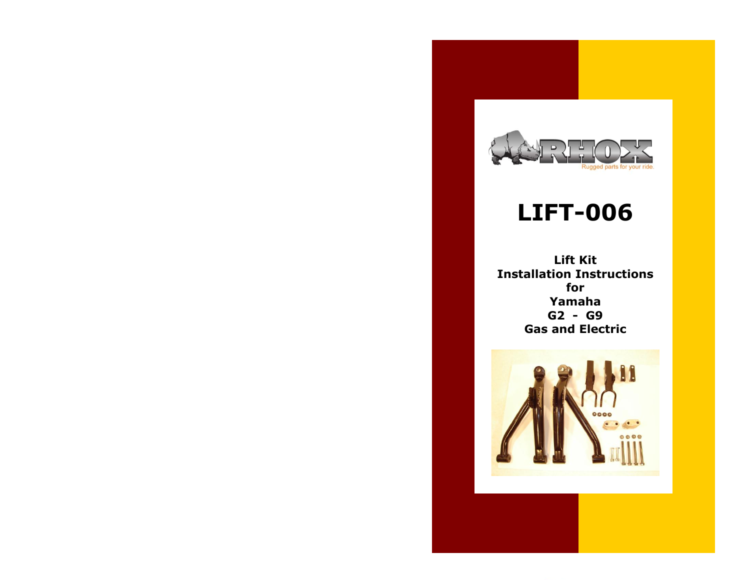RHOX

Rugged parts for your ride.

# LIFT-006

**Lift Kit**
**Installation Instructions**
**for**
**Yamaha**
**G2 - G9**
**Gas and Electric**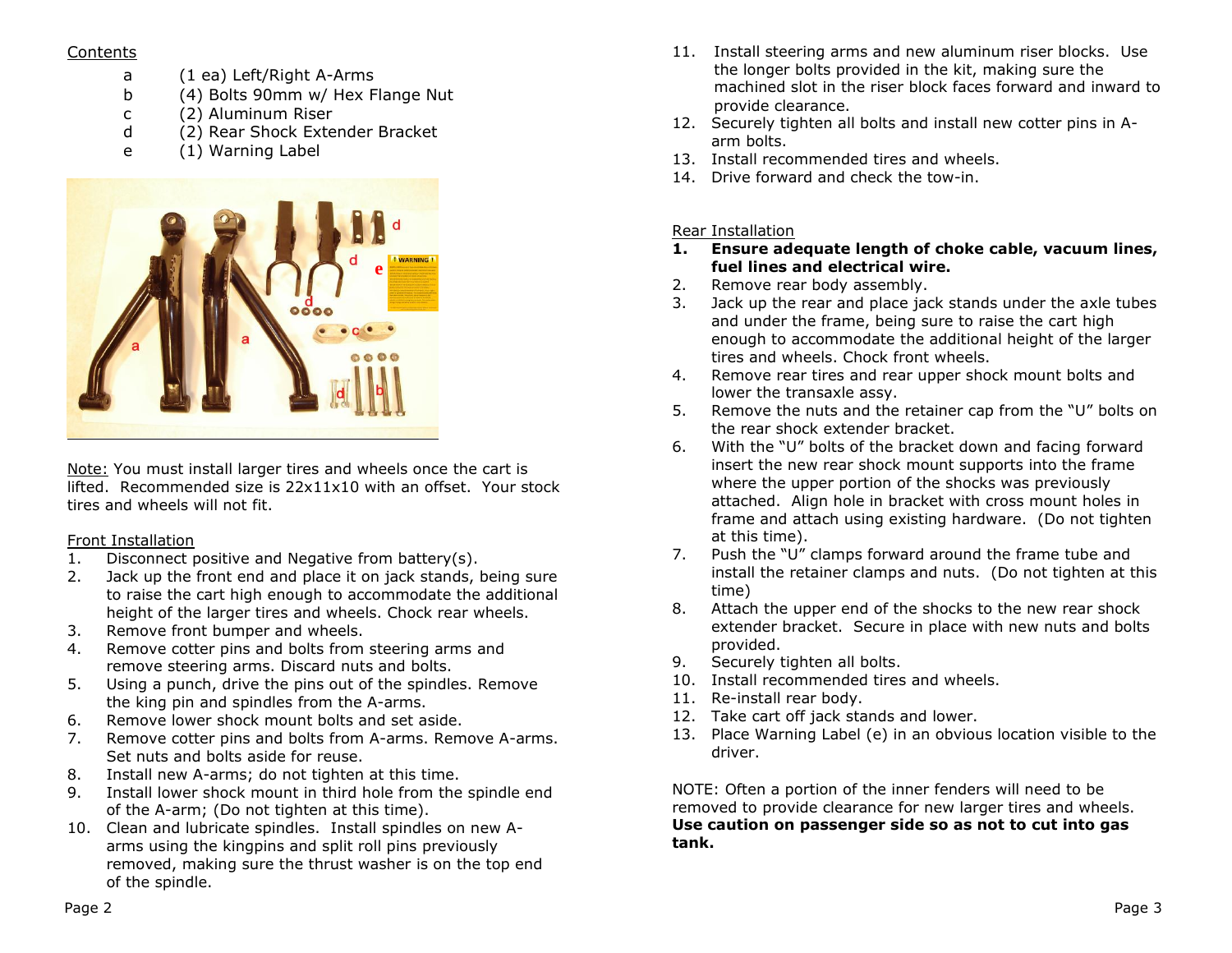Contents

| | | |
|---|---|---|
| a | (1 ea) Left/Right A-Arms |
| b | (4) Bolts 90mm w/ Hex Flange Nut |
| c | (2) Aluminum Riser |
| d | (2) Rear Shock Extender Bracket |
| e | (1) Warning Label |

Note: You must install larger tires and wheels once the cart is lifted. Recommended size is 22x11x10 with an offset. Your stock tires and wheels will not fit.

## Front Installation

1. Disconnect positive and Negative from battery(s).
2. Jack up the front end and place it on jack stands, being sure to raise the cart high enough to accommodate the additional height of the larger tires and wheels. Chock rear wheels.
3. Remove front bumper and wheels.
4. Remove cotter pins and bolts from steering arms and remove steering arms. Discard nuts and bolts.
5. Using a punch, drive the pins out of the spindles. Remove the king pin and spindles from the A-arms.
6. Remove lower shock mount bolts and set aside.
7. Remove cotter pins and bolts from A-arms. Remove A-arms. Set nuts and bolts aside for reuse.
8. Install new A-arms; do not tighten at this time.
9. Install lower shock mount in third hole from the spindle end of the A-arm; (Do not tighten at this time).
10. Clean and lubricate spindles. Install spindles on new A-arms using the kingpins and split roll pins previously removed, making sure the thrust washer is on the top end of the spindle.
11. Install steering arms and new aluminum riser blocks. Use the longer bolts provided in the kit, making sure the machined slot in the riser block faces forward and inward to provide clearance.
12. Securely tighten all bolts and install new cotter pins in A-arm bolts.
13. Install recommended tires and wheels.
14. Drive forward and check the tow-in.

## Rear Installation

1. **Ensure adequate length of choke cable, vacuum lines, fuel lines and electrical wire.**
2. Remove rear body assembly.
3. Jack up the rear and place jack stands under the axle tubes and under the frame, being sure to raise the cart high enough to accommodate the additional height of the larger tires and wheels. Chock front wheels.
4. Remove rear tires and rear upper shock mount bolts and lower the transaxle assy.
5. Remove the nuts and the retainer cap from the "U" bolts on the rear shock extender bracket.
6. With the "U" bolts of the bracket down and facing forward insert the new rear shock mount supports into the frame where the upper portion of the shocks was previously attached. Align hole in bracket with cross mount holes in frame and attach using existing hardware. (Do not tighten at this time).
7. Push the "U" clamps forward around the frame tube and install the retainer clamps and nuts. (Do not tighten at this time)
8. Attach the upper end of the shocks to the new rear shock extender bracket. Secure in place with new nuts and bolts provided.
9. Securely tighten all bolts.
10. Install recommended tires and wheels.
11. Re-install rear body.
12. Take cart off jack stands and lower.
13. Place Warning Label (e) in an obvious location visible to the driver.

NOTE: Often a portion of the inner fenders will need to be removed to provide clearance for new larger tires and wheels. **Use caution on passenger side so as not to cut into gas tank.**